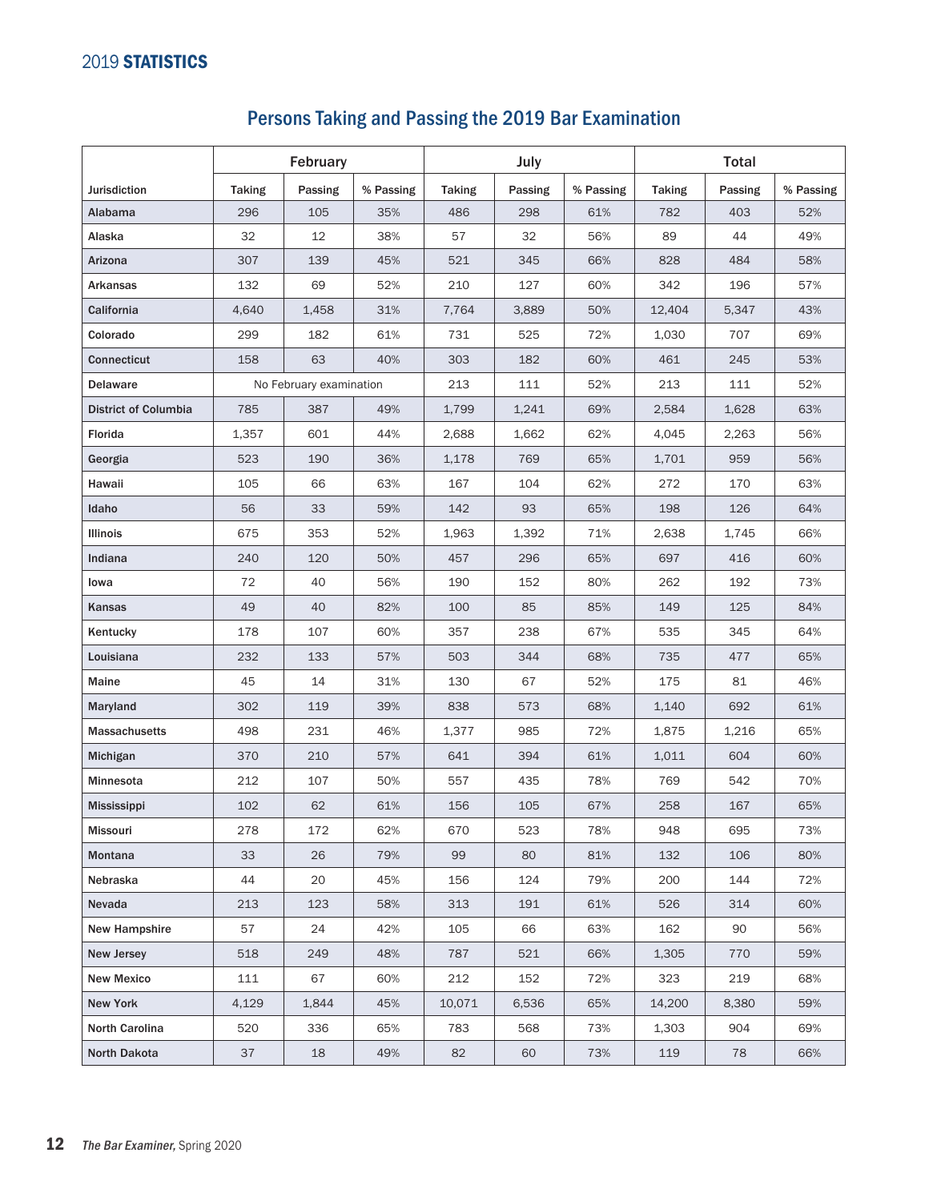# Persons Taking and Passing the 2019 Bar Examination

| | February | | | July | | | Total | | |
|---|---|---|---|---|---|---|---|---|---|
| Jurisdiction | Taking | Passing | % Passing | Taking | Passing | % Passing | Taking | Passing | % Passing |
| Alabama | 296 | 105 | 35% | 486 | 298 | 61% | 782 | 403 | 52% |
| Alaska | 32 | 12 | 38% | 57 | 32 | 56% | 89 | 44 | 49% |
| Arizona | 307 | 139 | 45% | 521 | 345 | 66% | 828 | 484 | 58% |
| Arkansas | 132 | 69 | 52% | 210 | 127 | 60% | 342 | 196 | 57% |
| California | 4,640 | 1,458 | 31% | 7,764 | 3,889 | 50% | 12,404 | 5,347 | 43% |
| Colorado | 299 | 182 | 61% | 731 | 525 | 72% | 1,030 | 707 | 69% |
| Connecticut | 158 | 63 | 40% | 303 | 182 | 60% | 461 | 245 | 53% |
| Delaware | No February examination | | | 213 | 111 | 52% | 213 | 111 | 52% |
| District of Columbia | 785 | 387 | 49% | 1,799 | 1,241 | 69% | 2,584 | 1,628 | 63% |
| Florida | 1,357 | 601 | 44% | 2,688 | 1,662 | 62% | 4,045 | 2,263 | 56% |
| Georgia | 523 | 190 | 36% | 1,178 | 769 | 65% | 1,701 | 959 | 56% |
| Hawaii | 105 | 66 | 63% | 167 | 104 | 62% | 272 | 170 | 63% |
| Idaho | 56 | 33 | 59% | 142 | 93 | 65% | 198 | 126 | 64% |
| Illinois | 675 | 353 | 52% | 1,963 | 1,392 | 71% | 2,638 | 1,745 | 66% |
| Indiana | 240 | 120 | 50% | 457 | 296 | 65% | 697 | 416 | 60% |
| Iowa | 72 | 40 | 56% | 190 | 152 | 80% | 262 | 192 | 73% |
| Kansas | 49 | 40 | 82% | 100 | 85 | 85% | 149 | 125 | 84% |
| Kentucky | 178 | 107 | 60% | 357 | 238 | 67% | 535 | 345 | 64% |
| Louisiana | 232 | 133 | 57% | 503 | 344 | 68% | 735 | 477 | 65% |
| Maine | 45 | 14 | 31% | 130 | 67 | 52% | 175 | 81 | 46% |
| Maryland | 302 | 119 | 39% | 838 | 573 | 68% | 1,140 | 692 | 61% |
| Massachusetts | 498 | 231 | 46% | 1,377 | 985 | 72% | 1,875 | 1,216 | 65% |
| Michigan | 370 | 210 | 57% | 641 | 394 | 61% | 1,011 | 604 | 60% |
| Minnesota | 212 | 107 | 50% | 557 | 435 | 78% | 769 | 542 | 70% |
| Mississippi | 102 | 62 | 61% | 156 | 105 | 67% | 258 | 167 | 65% |
| Missouri | 278 | 172 | 62% | 670 | 523 | 78% | 948 | 695 | 73% |
| Montana | 33 | 26 | 79% | 99 | 80 | 81% | 132 | 106 | 80% |
| Nebraska | 44 | 20 | 45% | 156 | 124 | 79% | 200 | 144 | 72% |
| Nevada | 213 | 123 | 58% | 313 | 191 | 61% | 526 | 314 | 60% |
| New Hampshire | 57 | 24 | 42% | 105 | 66 | 63% | 162 | 90 | 56% |
| New Jersey | 518 | 249 | 48% | 787 | 521 | 66% | 1,305 | 770 | 59% |
| New Mexico | 111 | 67 | 60% | 212 | 152 | 72% | 323 | 219 | 68% |
| New York | 4,129 | 1,844 | 45% | 10,071 | 6,536 | 65% | 14,200 | 8,380 | 59% |
| North Carolina | 520 | 336 | 65% | 783 | 568 | 73% | 1,303 | 904 | 69% |
| North Dakota | 37 | 18 | 49% | 82 | 60 | 73% | 119 | 78 | 66% |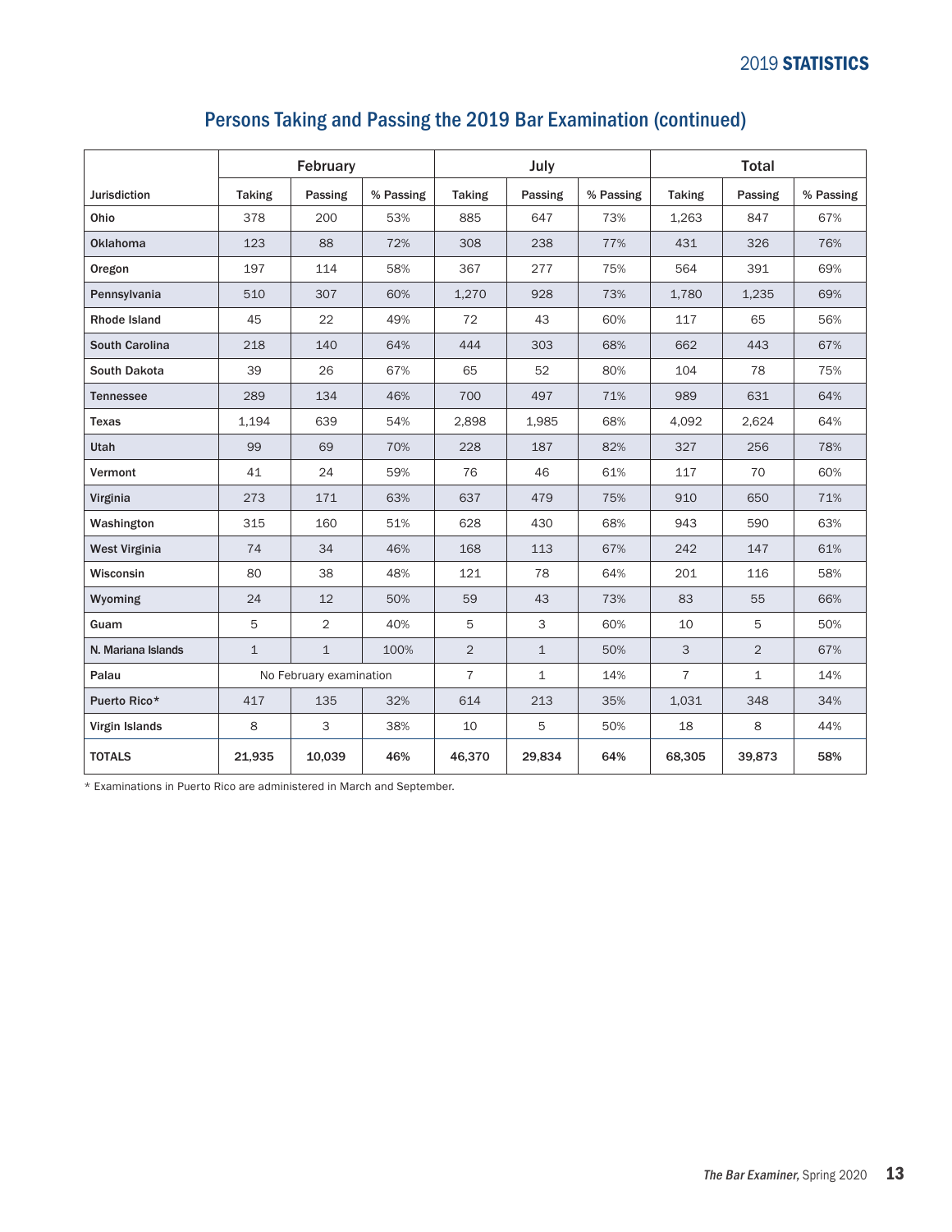## Persons Taking and Passing the 2019 Bar Examination (continued)

| | February | | | July | | | Total | | |
|---|---|---|---|---|---|---|---|---|---|
| Jurisdiction | Taking | Passing | % Passing | Taking | Passing | % Passing | Taking | Passing | % Passing |
| Ohio | 378 | 200 | 53% | 885 | 647 | 73% | 1,263 | 847 | 67% |
| Oklahoma | 123 | 88 | 72% | 308 | 238 | 77% | 431 | 326 | 76% |
| Oregon | 197 | 114 | 58% | 367 | 277 | 75% | 564 | 391 | 69% |
| Pennsylvania | 510 | 307 | 60% | 1,270 | 928 | 73% | 1,780 | 1,235 | 69% |
| Rhode Island | 45 | 22 | 49% | 72 | 43 | 60% | 117 | 65 | 56% |
| South Carolina | 218 | 140 | 64% | 444 | 303 | 68% | 662 | 443 | 67% |
| South Dakota | 39 | 26 | 67% | 65 | 52 | 80% | 104 | 78 | 75% |
| Tennessee | 289 | 134 | 46% | 700 | 497 | 71% | 989 | 631 | 64% |
| Texas | 1,194 | 639 | 54% | 2,898 | 1,985 | 68% | 4,092 | 2,624 | 64% |
| Utah | 99 | 69 | 70% | 228 | 187 | 82% | 327 | 256 | 78% |
| Vermont | 41 | 24 | 59% | 76 | 46 | 61% | 117 | 70 | 60% |
| Virginia | 273 | 171 | 63% | 637 | 479 | 75% | 910 | 650 | 71% |
| Washington | 315 | 160 | 51% | 628 | 430 | 68% | 943 | 590 | 63% |
| West Virginia | 74 | 34 | 46% | 168 | 113 | 67% | 242 | 147 | 61% |
| Wisconsin | 80 | 38 | 48% | 121 | 78 | 64% | 201 | 116 | 58% |
| Wyoming | 24 | 12 | 50% | 59 | 43 | 73% | 83 | 55 | 66% |
| Guam | 5 | 2 | 40% | 5 | 3 | 60% | 10 | 5 | 50% |
| N. Mariana Islands | 1 | 1 | 100% | 2 | 1 | 50% | 3 | 2 | 67% |
| Palau | No February examination | | | 7 | 1 | 14% | 7 | 1 | 14% |
| Puerto Rico* | 417 | 135 | 32% | 614 | 213 | 35% | 1,031 | 348 | 34% |
| Virgin Islands | 8 | 3 | 38% | 10 | 5 | 50% | 18 | 8 | 44% |
| **TOTALS** | **21,935** | **10,039** | **46%** | **46,370** | **29,834** | **64%** | **68,305** | **39,873** | **58%** |

* Examinations in Puerto Rico are administered in March and September.